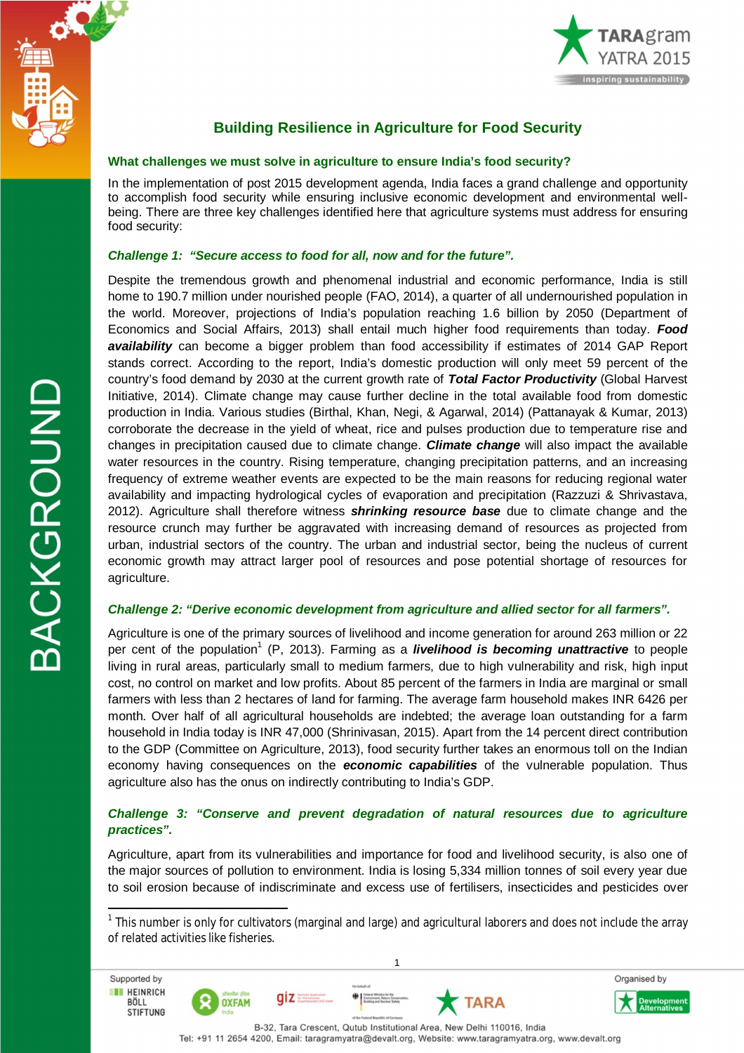# Building Resilience in Agriculture for Food Security

## What challenges we must solve in agriculture to ensure India's food security?

In the implementation of post 2015 development agenda, India faces a grand challenge and opportunity to accomplish food security while ensuring inclusive economic development and environmental well-being. There are three key challenges identified here that agriculture systems must address for ensuring food security:

### *Challenge 1: "Secure access to food for all, now and for the future".*

Despite the tremendous growth and phenomenal industrial and economic performance, India is still home to 190.7 million under nourished people (FAO, 2014), a quarter of all undernourished population in the world. Moreover, projections of India's population reaching 1.6 billion by 2050 (Department of Economics and Social Affairs, 2013) shall entail much higher food requirements than today. ***Food availability*** can become a bigger problem than food accessibility if estimates of 2014 GAP Report stands correct. According to the report, India's domestic production will only meet 59 percent of the country's food demand by 2030 at the current growth rate of ***Total Factor Productivity*** (Global Harvest Initiative, 2014). Climate change may cause further decline in the total available food from domestic production in India. Various studies (Birthal, Khan, Negi, & Agarwal, 2014) (Pattanayak & Kumar, 2013) corroborate the decrease in the yield of wheat, rice and pulses production due to temperature rise and changes in precipitation caused due to climate change. ***Climate change*** will also impact the available water resources in the country. Rising temperature, changing precipitation patterns, and an increasing frequency of extreme weather events are expected to be the main reasons for reducing regional water availability and impacting hydrological cycles of evaporation and precipitation (Razzuzi & Shrivastava, 2012). Agriculture shall therefore witness ***shrinking resource base*** due to climate change and the resource crunch may further be aggravated with increasing demand of resources as projected from urban, industrial sectors of the country. The urban and industrial sector, being the nucleus of current economic growth may attract larger pool of resources and pose potential shortage of resources for agriculture.

### *Challenge 2: "Derive economic development from agriculture and allied sector for all farmers".*

Agriculture is one of the primary sources of livelihood and income generation for around 263 million or 22 per cent of the population[1] (P, 2013). Farming as a ***livelihood is becoming unattractive*** to people living in rural areas, particularly small to medium farmers, due to high vulnerability and risk, high input cost, no control on market and low profits. About 85 percent of the farmers in India are marginal or small farmers with less than 2 hectares of land for farming. The average farm household makes INR 6426 per month. Over half of all agricultural households are indebted; the average loan outstanding for a farm household in India today is INR 47,000 (Shrinivasan, 2015). Apart from the 14 percent direct contribution to the GDP (Committee on Agriculture, 2013), food security further takes an enormous toll on the Indian economy having consequences on the ***economic capabilities*** of the vulnerable population. Thus agriculture also has the onus on indirectly contributing to India's GDP.

### *Challenge 3: "Conserve and prevent degradation of natural resources due to agriculture practices".*

Agriculture, apart from its vulnerabilities and importance for food and livelihood security, is also one of the major sources of pollution to environment. India is losing 5,334 million tonnes of soil every year due to soil erosion because of indiscriminate and excess use of fertilisers, insecticides and pesticides over

---

[1] This number is only for cultivators (marginal and large) and agricultural laborers and does not include the array of related activities like fisheries.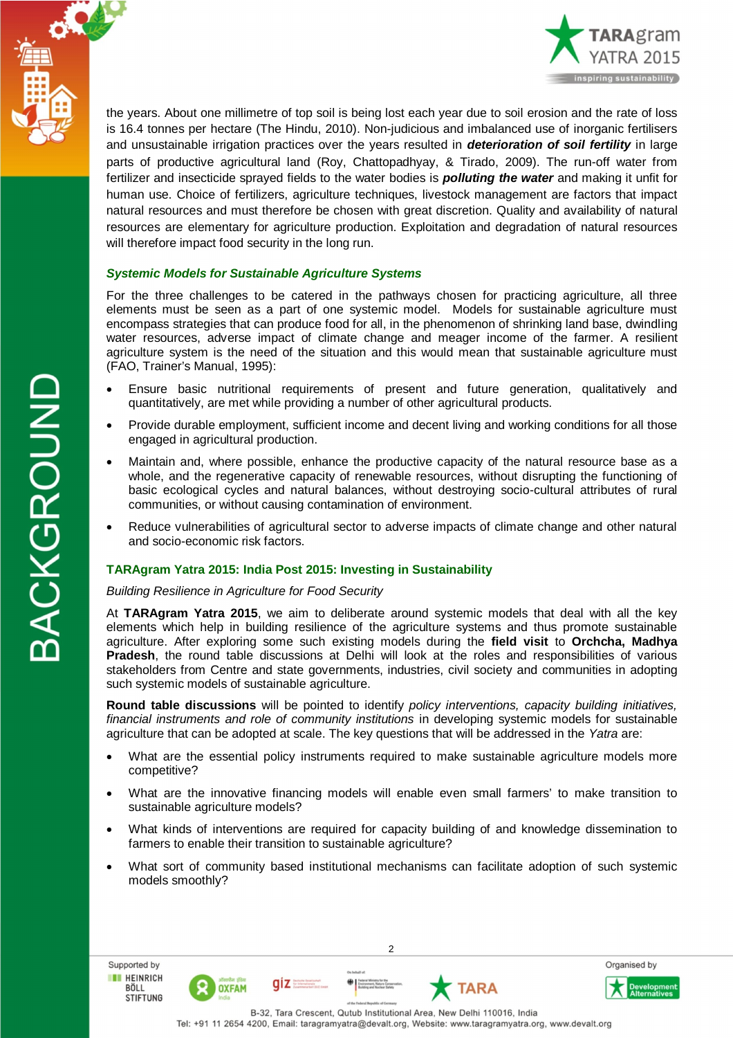the years. About one millimetre of top soil is being lost each year due to soil erosion and the rate of loss is 16.4 tonnes per hectare (The Hindu, 2010). Non-judicious and imbalanced use of inorganic fertilisers and unsustainable irrigation practices over the years resulted in ***deterioration of soil fertility*** in large parts of productive agricultural land (Roy, Chattopadhyay, & Tirado, 2009). The run-off water from fertilizer and insecticide sprayed fields to the water bodies is ***polluting the water*** and making it unfit for human use. Choice of fertilizers, agriculture techniques, livestock management are factors that impact natural resources and must therefore be chosen with great discretion. Quality and availability of natural resources are elementary for agriculture production. Exploitation and degradation of natural resources will therefore impact food security in the long run.

### *Systemic Models for Sustainable Agriculture Systems*

For the three challenges to be catered in the pathways chosen for practicing agriculture, all three elements must be seen as a part of one systemic model. Models for sustainable agriculture must encompass strategies that can produce food for all, in the phenomenon of shrinking land base, dwindling water resources, adverse impact of climate change and meager income of the farmer. A resilient agriculture system is the need of the situation and this would mean that sustainable agriculture must (FAO, Trainer's Manual, 1995):

- Ensure basic nutritional requirements of present and future generation, qualitatively and quantitatively, are met while providing a number of other agricultural products.
- Provide durable employment, sufficient income and decent living and working conditions for all those engaged in agricultural production.
- Maintain and, where possible, enhance the productive capacity of the natural resource base as a whole, and the regenerative capacity of renewable resources, without disrupting the functioning of basic ecological cycles and natural balances, without destroying socio-cultural attributes of rural communities, or without causing contamination of environment.
- Reduce vulnerabilities of agricultural sector to adverse impacts of climate change and other natural and socio-economic risk factors.

### TARAgram Yatra 2015: India Post 2015: Investing in Sustainability

*Building Resilience in Agriculture for Food Security*

At **TARAgram Yatra 2015**, we aim to deliberate around systemic models that deal with all the key elements which help in building resilience of the agriculture systems and thus promote sustainable agriculture. After exploring some such existing models during the **field visit** to **Orchha, Madhya Pradesh**, the round table discussions at Delhi will look at the roles and responsibilities of various stakeholders from Centre and state governments, industries, civil society and communities in adopting such systemic models of sustainable agriculture.

**Round table discussions** will be pointed to identify *policy interventions, capacity building initiatives, financial instruments and role of community institutions* in developing systemic models for sustainable agriculture that can be adopted at scale. The key questions that will be addressed in the *Yatra* are:

- What are the essential policy instruments required to make sustainable agriculture models more competitive?
- What are the innovative financing models will enable even small farmers' to make transition to sustainable agriculture models?
- What kinds of interventions are required for capacity building of and knowledge dissemination to farmers to enable their transition to sustainable agriculture?
- What sort of community based institutional mechanisms can facilitate adoption of such systemic models smoothly?